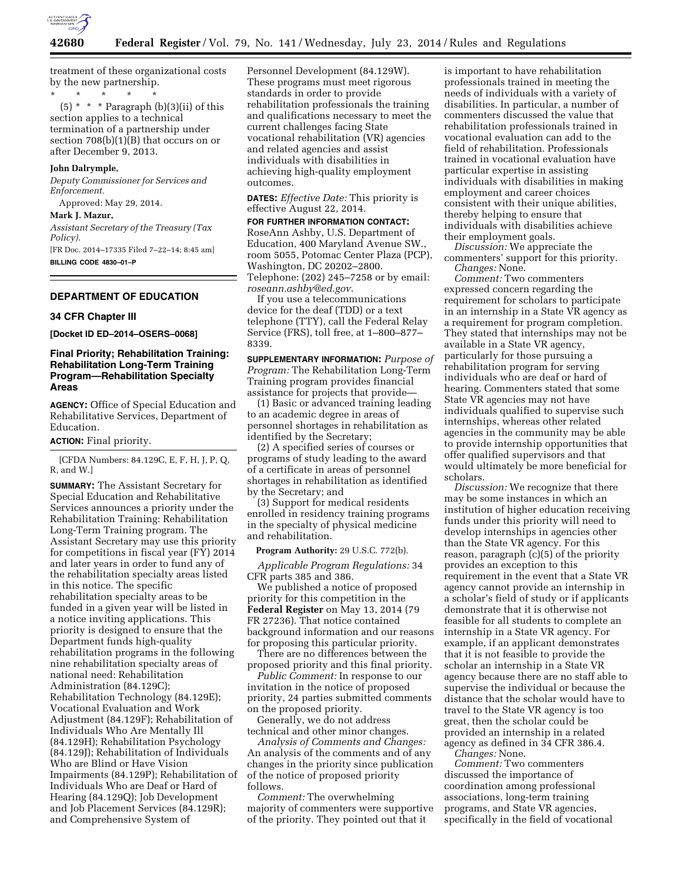treatment of these organizational costs by the new partnership.

\* \* \* \* \*

(5) \* \* \* Paragraph (b)(3)(ii) of this section applies to a technical termination of a partnership under section 708(b)(1)(B) that occurs on or after December 9, 2013.

**John Dalrymple,**

*Deputy Commissioner for Services and Enforcement.*

Approved: May 29, 2014.

**Mark J. Mazur,**

*Assistant Secretary of the Treasury (Tax Policy).*

[FR Doc. 2014–17335 Filed 7–22–14; 8:45 am]

**BILLING CODE 4830–01–P**

## DEPARTMENT OF EDUCATION

### 34 CFR Chapter III

**[Docket ID ED–2014–OSERS–0068]**

### Final Priority; Rehabilitation Training: Rehabilitation Long-Term Training Program—Rehabilitation Specialty Areas

**AGENCY:** Office of Special Education and Rehabilitative Services, Department of Education.

**ACTION:** Final priority.

[CFDA Numbers: 84.129C, E, F, H, J, P, Q, R, and W.]

**SUMMARY:** The Assistant Secretary for Special Education and Rehabilitative Services announces a priority under the Rehabilitation Training: Rehabilitation Long-Term Training program. The Assistant Secretary may use this priority for competitions in fiscal year (FY) 2014 and later years in order to fund any of the rehabilitation specialty areas listed in this notice. The specific rehabilitation specialty areas to be funded in a given year will be listed in a notice inviting applications. This priority is designed to ensure that the Department funds high-quality rehabilitation programs in the following nine rehabilitation specialty areas of national need: Rehabilitation Administration (84.129C); Rehabilitation Technology (84.129E); Vocational Evaluation and Work Adjustment (84.129F); Rehabilitation of Individuals Who Are Mentally Ill (84.129H); Rehabilitation Psychology (84.129J); Rehabilitation of Individuals Who are Blind or Have Vision Impairments (84.129P); Rehabilitation of Individuals Who are Deaf or Hard of Hearing (84.129Q); Job Development and Job Placement Services (84.129R); and Comprehensive System of Personnel Development (84.129W). These programs must meet rigorous standards in order to provide rehabilitation professionals the training and qualifications necessary to meet the current challenges facing State vocational rehabilitation (VR) agencies and related agencies and assist individuals with disabilities in achieving high-quality employment outcomes.

**DATES:** *Effective Date:* This priority is effective August 22, 2014.

**FOR FURTHER INFORMATION CONTACT:** RoseAnn Ashby, U.S. Department of Education, 400 Maryland Avenue SW., room 5055, Potomac Center Plaza (PCP), Washington, DC 20202–2800. Telephone: (202) 245–7258 or by email: *roseann.ashby@ed.gov*.

If you use a telecommunications device for the deaf (TDD) or a text telephone (TTY), call the Federal Relay Service (FRS), toll free, at 1–800–877–8339.

**SUPPLEMENTARY INFORMATION:** *Purpose of Program:* The Rehabilitation Long-Term Training program provides financial assistance for projects that provide—

(1) Basic or advanced training leading to an academic degree in areas of personnel shortages in rehabilitation as identified by the Secretary;

(2) A specified series of courses or programs of study leading to the award of a certificate in areas of personnel shortages in rehabilitation as identified by the Secretary; and

(3) Support for medical residents enrolled in residency training programs in the specialty of physical medicine and rehabilitation.

**Program Authority:** 29 U.S.C. 772(b).

*Applicable Program Regulations:* 34 CFR parts 385 and 386.

We published a notice of proposed priority for this competition in the **Federal Register** on May 13, 2014 (79 FR 27236). That notice contained background information and our reasons for proposing this particular priority.

There are no differences between the proposed priority and this final priority.

*Public Comment:* In response to our invitation in the notice of proposed priority, 24 parties submitted comments on the proposed priority.

Generally, we do not address technical and other minor changes.

*Analysis of Comments and Changes:* An analysis of the comments and of any changes in the priority since publication of the notice of proposed priority follows.

*Comment:* The overwhelming majority of commenters were supportive of the priority. They pointed out that it is important to have rehabilitation professionals trained in meeting the needs of individuals with a variety of disabilities. In particular, a number of commenters discussed the value that rehabilitation professionals trained in vocational evaluation can add to the field of rehabilitation. Professionals trained in vocational evaluation have particular expertise in assisting individuals with disabilities in making employment and career choices consistent with their unique abilities, thereby helping to ensure that individuals with disabilities achieve their employment goals.

*Discussion:* We appreciate the commenters' support for this priority.

*Changes:* None.

*Comment:* Two commenters expressed concern regarding the requirement for scholars to participate in an internship in a State VR agency as a requirement for program completion. They stated that internships may not be available in a State VR agency, particularly for those pursuing a rehabilitation program for serving individuals who are deaf or hard of hearing. Commenters stated that some State VR agencies may not have individuals qualified to supervise such internships, whereas other related agencies in the community may be able to provide internship opportunities that offer qualified supervisors and that would ultimately be more beneficial for scholars.

*Discussion:* We recognize that there may be some instances in which an institution of higher education receiving funds under this priority will need to develop internships in agencies other than the State VR agency. For this reason, paragraph (c)(5) of the priority provides an exception to this requirement in the event that a State VR agency cannot provide an internship in a scholar's field of study or if applicants demonstrate that it is otherwise not feasible for all students to complete an internship in a State VR agency. For example, if an applicant demonstrates that it is not feasible to provide the scholar an internship in a State VR agency because there are no staff able to supervise the individual or because the distance that the scholar would have to travel to the State VR agency is too great, then the scholar could be provided an internship in a related agency as defined in 34 CFR 386.4.

*Changes:* None.

*Comment:* Two commenters discussed the importance of coordination among professional associations, long-term training programs, and State VR agencies, specifically in the field of vocational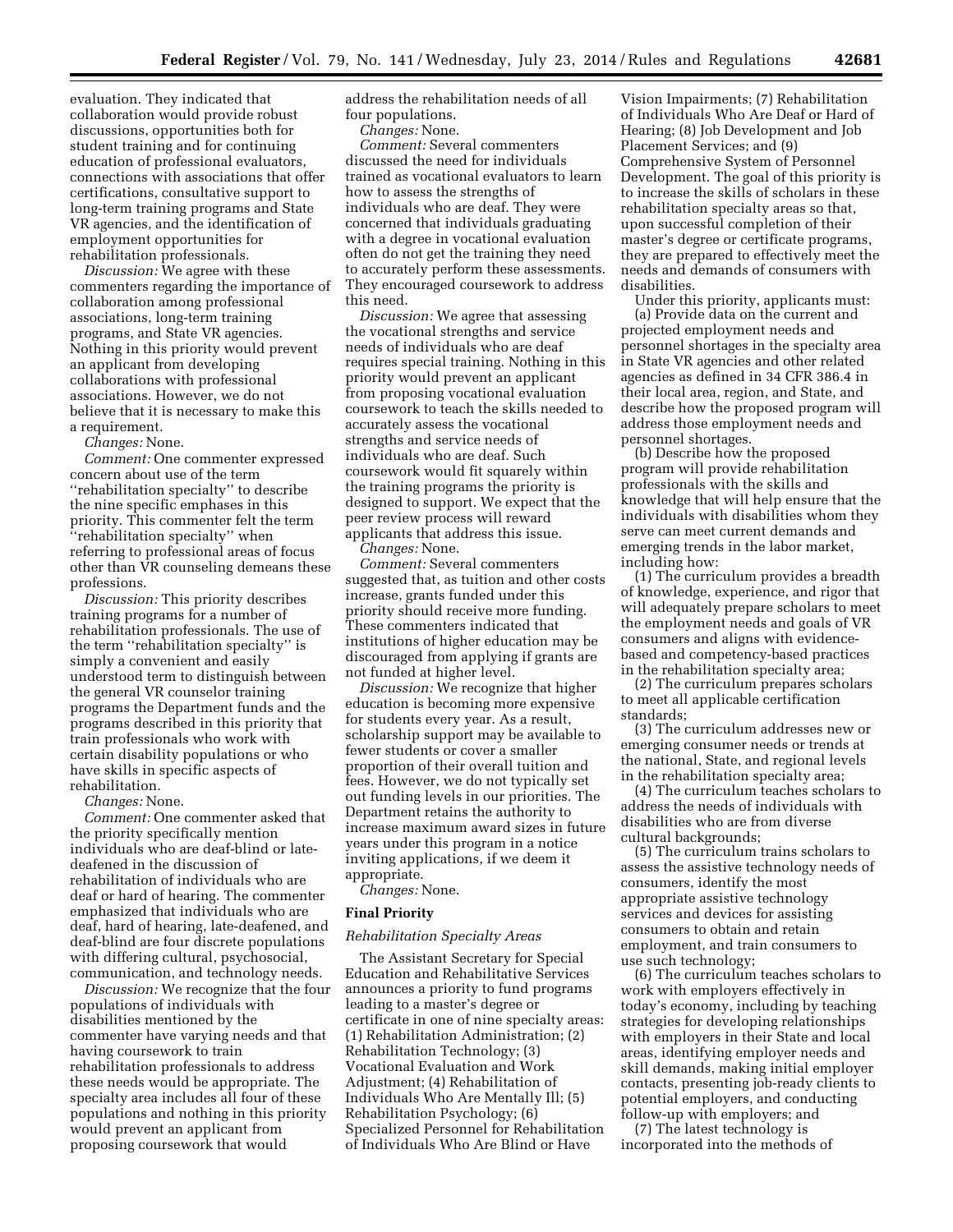evaluation. They indicated that collaboration would provide robust discussions, opportunities both for student training and for continuing education of professional evaluators, connections with associations that offer certifications, consultative support to long-term training programs and State VR agencies, and the identification of employment opportunities for rehabilitation professionals.

*Discussion:* We agree with these commenters regarding the importance of collaboration among professional associations, long-term training programs, and State VR agencies. Nothing in this priority would prevent an applicant from developing collaborations with professional associations. However, we do not believe that it is necessary to make this a requirement.

*Changes:* None.

*Comment:* One commenter expressed concern about use of the term ''rehabilitation specialty'' to describe the nine specific emphases in this priority. This commenter felt the term ''rehabilitation specialty'' when referring to professional areas of focus other than VR counseling demeans these professions.

*Discussion:* This priority describes training programs for a number of rehabilitation professionals. The use of the term ''rehabilitation specialty'' is simply a convenient and easily understood term to distinguish between the general VR counselor training programs the Department funds and the programs described in this priority that train professionals who work with certain disability populations or who have skills in specific aspects of rehabilitation.

*Changes:* None.

*Comment:* One commenter asked that the priority specifically mention individuals who are deaf-blind or late-deafened in the discussion of rehabilitation of individuals who are deaf or hard of hearing. The commenter emphasized that individuals who are deaf, hard of hearing, late-deafened, and deaf-blind are four discrete populations with differing cultural, psychosocial, communication, and technology needs.

*Discussion:* We recognize that the four populations of individuals with disabilities mentioned by the commenter have varying needs and that having coursework to train rehabilitation professionals to address these needs would be appropriate. The specialty area includes all four of these populations and nothing in this priority would prevent an applicant from proposing coursework that would address the rehabilitation needs of all four populations.

*Changes:* None.

*Comment:* Several commenters discussed the need for individuals trained as vocational evaluators to learn how to assess the strengths of individuals who are deaf. They were concerned that individuals graduating with a degree in vocational evaluation often do not get the training they need to accurately perform these assessments. They encouraged coursework to address this need.

*Discussion:* We agree that assessing the vocational strengths and service needs of individuals who are deaf requires special training. Nothing in this priority would prevent an applicant from proposing vocational evaluation coursework to teach the skills needed to accurately assess the vocational strengths and service needs of individuals who are deaf. Such coursework would fit squarely within the training programs the priority is designed to support. We expect that the peer review process will reward applicants that address this issue.

*Changes:* None.

*Comment:* Several commenters suggested that, as tuition and other costs increase, grants funded under this priority should receive more funding. These commenters indicated that institutions of higher education may be discouraged from applying if grants are not funded at higher level.

*Discussion:* We recognize that higher education is becoming more expensive for students every year. As a result, scholarship support may be available to fewer students or cover a smaller proportion of their overall tuition and fees. However, we do not typically set out funding levels in our priorities. The Department retains the authority to increase maximum award sizes in future years under this program in a notice inviting applications, if we deem it appropriate.

*Changes:* None.

## Final Priority

*Rehabilitation Specialty Areas*

The Assistant Secretary for Special Education and Rehabilitative Services announces a priority to fund programs leading to a master's degree or certificate in one of nine specialty areas: (1) Rehabilitation Administration; (2) Rehabilitation Technology; (3) Vocational Evaluation and Work Adjustment; (4) Rehabilitation of Individuals Who Are Mentally Ill; (5) Rehabilitation Psychology; (6) Specialized Personnel for Rehabilitation of Individuals Who Are Blind or Have Vision Impairments; (7) Rehabilitation of Individuals Who Are Deaf or Hard of Hearing; (8) Job Development and Job Placement Services; and (9) Comprehensive System of Personnel Development. The goal of this priority is to increase the skills of scholars in these rehabilitation specialty areas so that, upon successful completion of their master's degree or certificate programs, they are prepared to effectively meet the needs and demands of consumers with disabilities.

Under this priority, applicants must:

(a) Provide data on the current and projected employment needs and personnel shortages in the specialty area in State VR agencies and other related agencies as defined in 34 CFR 386.4 in their local area, region, and State, and describe how the proposed program will address those employment needs and personnel shortages.

(b) Describe how the proposed program will provide rehabilitation professionals with the skills and knowledge that will help ensure that the individuals with disabilities whom they serve can meet current demands and emerging trends in the labor market, including how:

(1) The curriculum provides a breadth of knowledge, experience, and rigor that will adequately prepare scholars to meet the employment needs and goals of VR consumers and aligns with evidence-based and competency-based practices in the rehabilitation specialty area;

(2) The curriculum prepares scholars to meet all applicable certification standards;

(3) The curriculum addresses new or emerging consumer needs or trends at the national, State, and regional levels in the rehabilitation specialty area;

(4) The curriculum teaches scholars to address the needs of individuals with disabilities who are from diverse cultural backgrounds;

(5) The curriculum trains scholars to assess the assistive technology needs of consumers, identify the most appropriate assistive technology services and devices for assisting consumers to obtain and retain employment, and train consumers to use such technology;

(6) The curriculum teaches scholars to work with employers effectively in today's economy, including by teaching strategies for developing relationships with employers in their State and local areas, identifying employer needs and skill demands, making initial employer contacts, presenting job-ready clients to potential employers, and conducting follow-up with employers; and

(7) The latest technology is incorporated into the methods of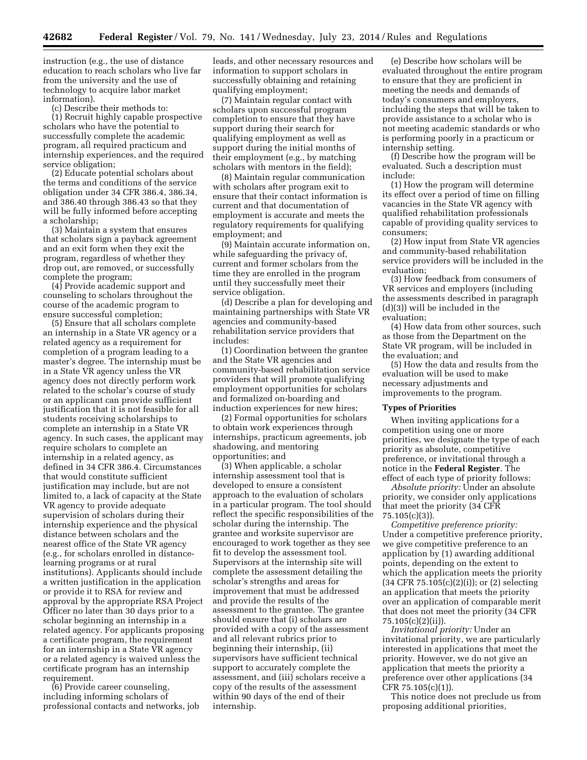instruction (e.g., the use of distance education to reach scholars who live far from the university and the use of technology to acquire labor market information).

(c) Describe their methods to:

(1) Recruit highly capable prospective scholars who have the potential to successfully complete the academic program, all required practicum and internship experiences, and the required service obligation;

(2) Educate potential scholars about the terms and conditions of the service obligation under 34 CFR 386.4, 386.34, and 386.40 through 386.43 so that they will be fully informed before accepting a scholarship;

(3) Maintain a system that ensures that scholars sign a payback agreement and an exit form when they exit the program, regardless of whether they drop out, are removed, or successfully complete the program;

(4) Provide academic support and counseling to scholars throughout the course of the academic program to ensure successful completion;

(5) Ensure that all scholars complete an internship in a State VR agency or a related agency as a requirement for completion of a program leading to a master's degree. The internship must be in a State VR agency unless the VR agency does not directly perform work related to the scholar's course of study or an applicant can provide sufficient justification that it is not feasible for all students receiving scholarships to complete an internship in a State VR agency. In such cases, the applicant may require scholars to complete an internship in a related agency, as defined in 34 CFR 386.4. Circumstances that would constitute sufficient justification may include, but are not limited to, a lack of capacity at the State VR agency to provide adequate supervision of scholars during their internship experience and the physical distance between scholars and the nearest office of the State VR agency (e.g., for scholars enrolled in distance-learning programs or at rural institutions). Applicants should include a written justification in the application or provide it to RSA for review and approval by the appropriate RSA Project Officer no later than 30 days prior to a scholar beginning an internship in a related agency. For applicants proposing a certificate program, the requirement for an internship in a State VR agency or a related agency is waived unless the certificate program has an internship requirement.

(6) Provide career counseling, including informing scholars of professional contacts and networks, job leads, and other necessary resources and information to support scholars in successfully obtaining and retaining qualifying employment;

(7) Maintain regular contact with scholars upon successful program completion to ensure that they have support during their search for qualifying employment as well as support during the initial months of their employment (e.g., by matching scholars with mentors in the field);

(8) Maintain regular communication with scholars after program exit to ensure that their contact information is current and that documentation of employment is accurate and meets the regulatory requirements for qualifying employment; and

(9) Maintain accurate information on, while safeguarding the privacy of, current and former scholars from the time they are enrolled in the program until they successfully meet their service obligation.

(d) Describe a plan for developing and maintaining partnerships with State VR agencies and community-based rehabilitation service providers that includes:

(1) Coordination between the grantee and the State VR agencies and community-based rehabilitation service providers that will promote qualifying employment opportunities for scholars and formalized on-boarding and induction experiences for new hires;

(2) Formal opportunities for scholars to obtain work experiences through internships, practicum agreements, job shadowing, and mentoring opportunities; and

(3) When applicable, a scholar internship assessment tool that is developed to ensure a consistent approach to the evaluation of scholars in a particular program. The tool should reflect the specific responsibilities of the scholar during the internship. The grantee and worksite supervisor are encouraged to work together as they see fit to develop the assessment tool. Supervisors at the internship site will complete the assessment detailing the scholar's strengths and areas for improvement that must be addressed and provide the results of the assessment to the grantee. The grantee should ensure that (i) scholars are provided with a copy of the assessment and all relevant rubrics prior to beginning their internship, (ii) supervisors have sufficient technical support to accurately complete the assessment, and (iii) scholars receive a copy of the results of the assessment within 90 days of the end of their internship.

(e) Describe how scholars will be evaluated throughout the entire program to ensure that they are proficient in meeting the needs and demands of today's consumers and employers, including the steps that will be taken to provide assistance to a scholar who is not meeting academic standards or who is performing poorly in a practicum or internship setting.

(f) Describe how the program will be evaluated. Such a description must include:

(1) How the program will determine its effect over a period of time on filling vacancies in the State VR agency with qualified rehabilitation professionals capable of providing quality services to consumers;

(2) How input from State VR agencies and community-based rehabilitation service providers will be included in the evaluation;

(3) How feedback from consumers of VR services and employers (including the assessments described in paragraph (d)(3)) will be included in the evaluation;

(4) How data from other sources, such as those from the Department on the State VR program, will be included in the evaluation; and

(5) How the data and results from the evaluation will be used to make necessary adjustments and improvements to the program.

**Types of Priorities**

When inviting applications for a competition using one or more priorities, we designate the type of each priority as absolute, competitive preference, or invitational through a notice in the **Federal Register**. The effect of each type of priority follows:

*Absolute priority:* Under an absolute priority, we consider only applications that meet the priority (34 CFR 75.105(c)(3)).

*Competitive preference priority:* Under a competitive preference priority, we give competitive preference to an application by (1) awarding additional points, depending on the extent to which the application meets the priority (34 CFR 75.105(c)(2)(i)); or (2) selecting an application that meets the priority over an application of comparable merit that does not meet the priority (34 CFR 75.105(c)(2)(ii)).

*Invitational priority:* Under an invitational priority, we are particularly interested in applications that meet the priority. However, we do not give an application that meets the priority a preference over other applications (34 CFR 75.105(c)(1)).

This notice does not preclude us from proposing additional priorities,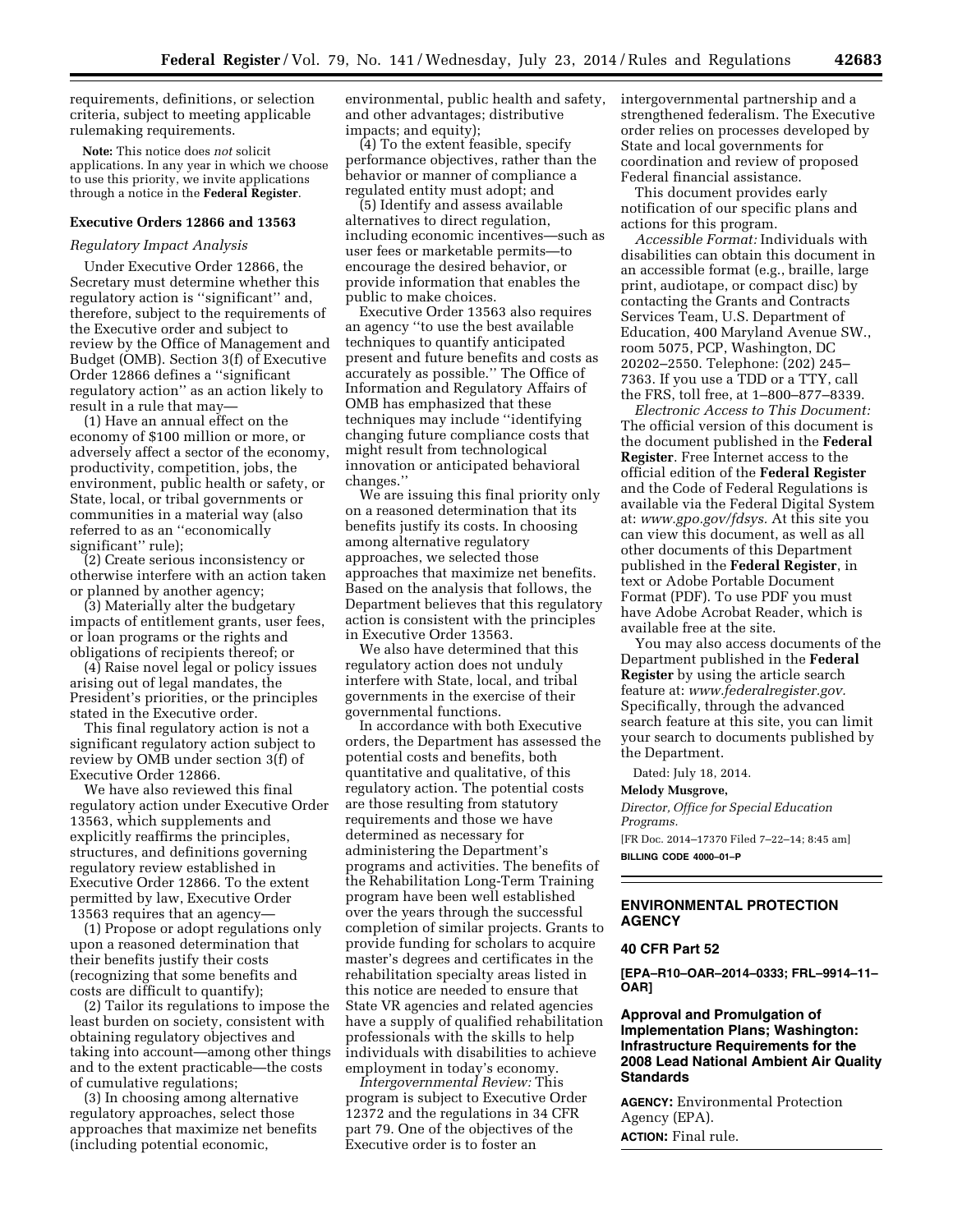requirements, definitions, or selection criteria, subject to meeting applicable rulemaking requirements.

**Note:** This notice does *not* solicit applications. In any year in which we choose to use this priority, we invite applications through a notice in the **Federal Register**.

### Executive Orders 12866 and 13563

*Regulatory Impact Analysis*

Under Executive Order 12866, the Secretary must determine whether this regulatory action is ''significant'' and, therefore, subject to the requirements of the Executive order and subject to review by the Office of Management and Budget (OMB). Section 3(f) of Executive Order 12866 defines a ''significant regulatory action'' as an action likely to result in a rule that may—

(1) Have an annual effect on the economy of $100 million or more, or adversely affect a sector of the economy, productivity, competition, jobs, the environment, public health or safety, or State, local, or tribal governments or communities in a material way (also referred to as an ''economically significant'' rule);

(2) Create serious inconsistency or otherwise interfere with an action taken or planned by another agency;

(3) Materially alter the budgetary impacts of entitlement grants, user fees, or loan programs or the rights and obligations of recipients thereof; or

(4) Raise novel legal or policy issues arising out of legal mandates, the President's priorities, or the principles stated in the Executive order.

This final regulatory action is not a significant regulatory action subject to review by OMB under section 3(f) of Executive Order 12866.

We have also reviewed this final regulatory action under Executive Order 13563, which supplements and explicitly reaffirms the principles, structures, and definitions governing regulatory review established in Executive Order 12866. To the extent permitted by law, Executive Order 13563 requires that an agency—

(1) Propose or adopt regulations only upon a reasoned determination that their benefits justify their costs (recognizing that some benefits and costs are difficult to quantify);

(2) Tailor its regulations to impose the least burden on society, consistent with obtaining regulatory objectives and taking into account—among other things and to the extent practicable—the costs of cumulative regulations;

(3) In choosing among alternative regulatory approaches, select those approaches that maximize net benefits (including potential economic, environmental, public health and safety, and other advantages; distributive impacts; and equity);

(4) To the extent feasible, specify performance objectives, rather than the behavior or manner of compliance a regulated entity must adopt; and

(5) Identify and assess available alternatives to direct regulation, including economic incentives—such as user fees or marketable permits—to encourage the desired behavior, or provide information that enables the public to make choices.

Executive Order 13563 also requires an agency ''to use the best available techniques to quantify anticipated present and future benefits and costs as accurately as possible.'' The Office of Information and Regulatory Affairs of OMB has emphasized that these techniques may include ''identifying changing future compliance costs that might result from technological innovation or anticipated behavioral changes.''

We are issuing this final priority only on a reasoned determination that its benefits justify its costs. In choosing among alternative regulatory approaches, we selected those approaches that maximize net benefits. Based on the analysis that follows, the Department believes that this regulatory action is consistent with the principles in Executive Order 13563.

We also have determined that this regulatory action does not unduly interfere with State, local, and tribal governments in the exercise of their governmental functions.

In accordance with both Executive orders, the Department has assessed the potential costs and benefits, both quantitative and qualitative, of this regulatory action. The potential costs are those resulting from statutory requirements and those we have determined as necessary for administering the Department's programs and activities. The benefits of the Rehabilitation Long-Term Training program have been well established over the years through the successful completion of similar projects. Grants to provide funding for scholars to acquire master's degrees and certificates in the rehabilitation specialty areas listed in this notice are needed to ensure that State VR agencies and related agencies have a supply of qualified rehabilitation professionals with the skills to help individuals with disabilities to achieve employment in today's economy.

*Intergovernmental Review:* This program is subject to Executive Order 12372 and the regulations in 34 CFR part 79. One of the objectives of the Executive order is to foster an intergovernmental partnership and a strengthened federalism. The Executive order relies on processes developed by State and local governments for coordination and review of proposed Federal financial assistance.

This document provides early notification of our specific plans and actions for this program.

*Accessible Format:* Individuals with disabilities can obtain this document in an accessible format (e.g., braille, large print, audiotape, or compact disc) by contacting the Grants and Contracts Services Team, U.S. Department of Education, 400 Maryland Avenue SW., room 5075, PCP, Washington, DC 20202–2550. Telephone: (202) 245–7363. If you use a TDD or a TTY, call the FRS, toll free, at 1–800–877–8339.

*Electronic Access to This Document:* The official version of this document is the document published in the **Federal Register**. Free Internet access to the official edition of the **Federal Register** and the Code of Federal Regulations is available via the Federal Digital System at: *www.gpo.gov/fdsys*. At this site you can view this document, as well as all other documents of this Department published in the **Federal Register**, in text or Adobe Portable Document Format (PDF). To use PDF you must have Adobe Acrobat Reader, which is available free at the site.

You may also access documents of the Department published in the **Federal Register** by using the article search feature at: *www.federalregister.gov*. Specifically, through the advanced search feature at this site, you can limit your search to documents published by the Department.

Dated: July 18, 2014.

**Melody Musgrove,**

*Director, Office for Special Education Programs.*

[FR Doc. 2014–17370 Filed 7–22–14; 8:45 am]

**BILLING CODE 4000–01–P**

---

## ENVIRONMENTAL PROTECTION AGENCY

### 40 CFR Part 52

**[EPA–R10–OAR–2014–0333; FRL–9914–11–OAR]**

### Approval and Promulgation of Implementation Plans; Washington: Infrastructure Requirements for the 2008 Lead National Ambient Air Quality Standards

**AGENCY:** Environmental Protection Agency (EPA).

**ACTION:** Final rule.